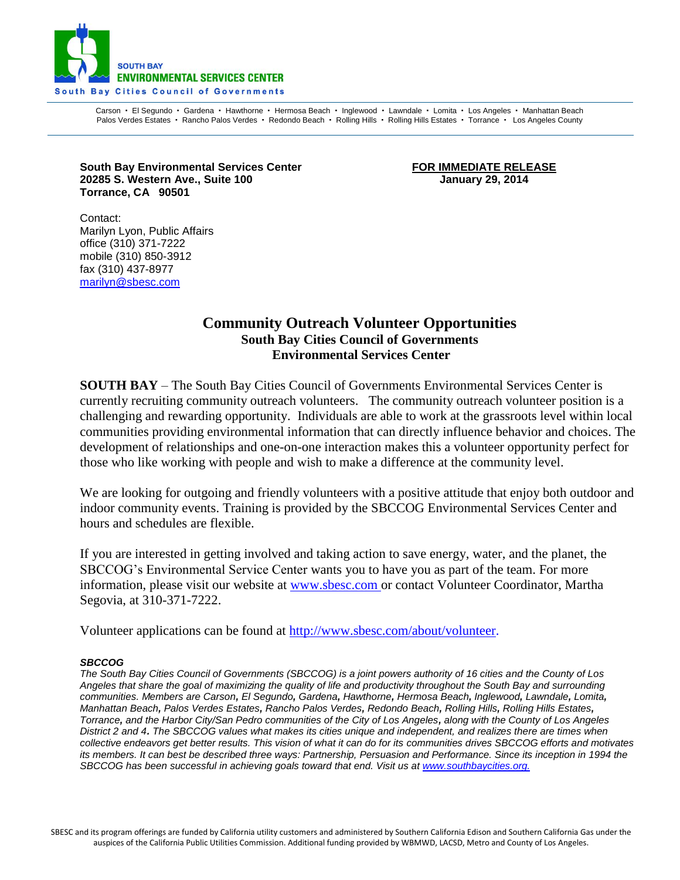SOUTH BAY
**ENVIRONMENTAL SERVICES CENTER**
South Bay Cities Council of Governments

Carson • El Segundo • Gardena • Hawthorne • Hermosa Beach • Inglewood • Lawndale • Lomita • Los Angeles • Manhattan Beach
Palos Verdes Estates • Rancho Palos Verdes • Redondo Beach • Rolling Hills • Rolling Hills Estates • Torrance • Los Angeles County

**South Bay Environmental Services Center**
**20285 S. Western Ave., Suite 100**
**Torrance, CA 90501**

**FOR IMMEDIATE RELEASE**
**January 29, 2014**

Contact:
Marilyn Lyon, Public Affairs
office (310) 371-7222
mobile (310) 850-3912
fax (310) 437-8977
marilyn@sbesc.com

# Community Outreach Volunteer Opportunities

## South Bay Cities Council of Governments
## Environmental Services Center

**SOUTH BAY** – The South Bay Cities Council of Governments Environmental Services Center is currently recruiting community outreach volunteers. The community outreach volunteer position is a challenging and rewarding opportunity. Individuals are able to work at the grassroots level within local communities providing environmental information that can directly influence behavior and choices. The development of relationships and one-on-one interaction makes this a volunteer opportunity perfect for those who like working with people and wish to make a difference at the community level.

We are looking for outgoing and friendly volunteers with a positive attitude that enjoy both outdoor and indoor community events. Training is provided by the SBCCOG Environmental Services Center and hours and schedules are flexible.

If you are interested in getting involved and taking action to save energy, water, and the planet, the SBCCOG's Environmental Service Center wants you to have you as part of the team. For more information, please visit our website at www.sbesc.com or contact Volunteer Coordinator, Martha Segovia, at 310-371-7222.

Volunteer applications can be found at http://www.sbesc.com/about/volunteer.

***SBCCOG***

*The South Bay Cities Council of Governments (SBCCOG) is a joint powers authority of 16 cities and the County of Los Angeles that share the goal of maximizing the quality of life and productivity throughout the South Bay and surrounding communities. Members are Carson, El Segundo, Gardena, Hawthorne, Hermosa Beach, Inglewood, Lawndale, Lomita, Manhattan Beach, Palos Verdes Estates, Rancho Palos Verdes, Redondo Beach, Rolling Hills, Rolling Hills Estates, Torrance, and the Harbor City/San Pedro communities of the City of Los Angeles, along with the County of Los Angeles District 2 and 4. The SBCCOG values what makes its cities unique and independent, and realizes there are times when collective endeavors get better results. This vision of what it can do for its communities drives SBCCOG efforts and motivates its members. It can best be described three ways: Partnership, Persuasion and Performance. Since its inception in 1994 the SBCCOG has been successful in achieving goals toward that end. Visit us at www.southbaycities.org.*

SBESC and its program offerings are funded by California utility customers and administered by Southern California Edison and Southern California Gas under the auspices of the California Public Utilities Commission. Additional funding provided by WBMWD, LACSD, Metro and County of Los Angeles.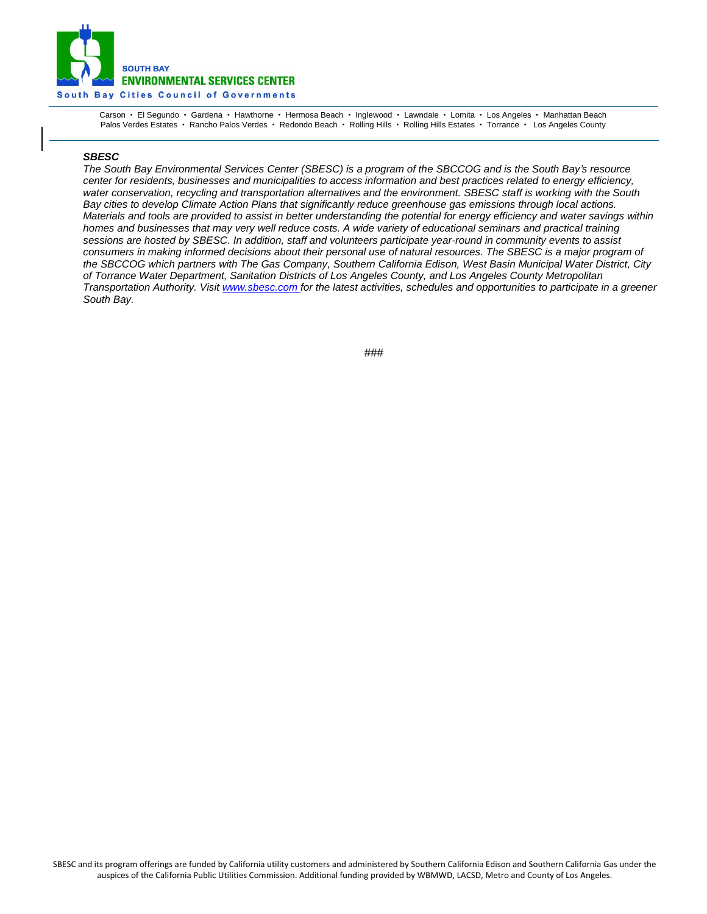**SOUTH BAY ENVIRONMENTAL SERVICES CENTER**
South Bay Cities Council of Governments

Carson • El Segundo • Gardena • Hawthorne • Hermosa Beach • Inglewood • Lawndale • Lomita • Los Angeles • Manhattan Beach
Palos Verdes Estates • Rancho Palos Verdes • Redondo Beach • Rolling Hills • Rolling Hills Estates • Torrance • Los Angeles County

***SBESC***

*The South Bay Environmental Services Center (SBESC) is a program of the SBCCOG and is the South Bay's resource center for residents, businesses and municipalities to access information and best practices related to energy efficiency, water conservation, recycling and transportation alternatives and the environment. SBESC staff is working with the South Bay cities to develop Climate Action Plans that significantly reduce greenhouse gas emissions through local actions. Materials and tools are provided to assist in better understanding the potential for energy efficiency and water savings within homes and businesses that may very well reduce costs. A wide variety of educational seminars and practical training sessions are hosted by SBESC. In addition, staff and volunteers participate year-round in community events to assist consumers in making informed decisions about their personal use of natural resources. The SBESC is a major program of the SBCCOG which partners with The Gas Company, Southern California Edison, West Basin Municipal Water District, City of Torrance Water Department, Sanitation Districts of Los Angeles County, and Los Angeles County Metropolitan Transportation Authority. Visit [www.sbesc.com](http://www.sbesc.com) for the latest activities, schedules and opportunities to participate in a greener South Bay.*

###

SBESC and its program offerings are funded by California utility customers and administered by Southern California Edison and Southern California Gas under the auspices of the California Public Utilities Commission. Additional funding provided by WBMWD, LACSD, Metro and County of Los Angeles.